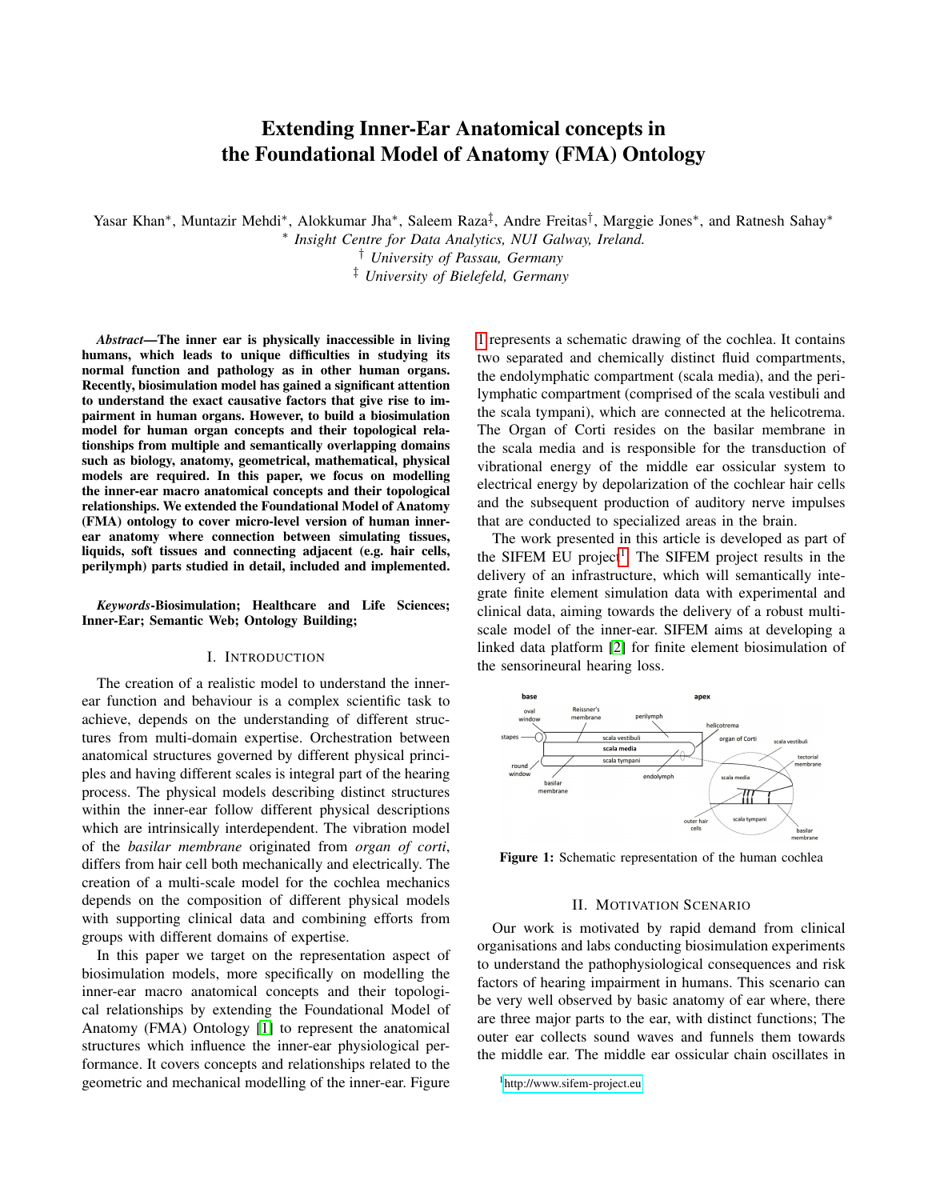# Extending Inner-Ear Anatomical concepts in the Foundational Model of Anatomy (FMA) Ontology

Yasar Khan*, Muntazir Mehdi*, Alokkumar Jha*, Saleem Raza‡, Andre Freitas†, Marggie Jones*, and Ratnesh Sahay*

* *Insight Centre for Data Analytics, NUI Galway, Ireland.*

† *University of Passau, Germany*

‡ *University of Bielefeld, Germany*

***Abstract*—The inner ear is physically inaccessible in living humans, which leads to unique difficulties in studying its normal function and pathology as in other human organs. Recently, biosimulation model has gained a significant attention to understand the exact causative factors that give rise to impairment in human organs. However, to build a biosimulation model for human organ concepts and their topological relationships from multiple and semantically overlapping domains such as biology, anatomy, geometrical, mathematical, physical models are required. In this paper, we focus on modelling the inner-ear macro anatomical concepts and their topological relationships. We extended the Foundational Model of Anatomy (FMA) ontology to cover micro-level version of human inner-ear anatomy where connection between simulating tissues, liquids, soft tissues and connecting adjacent (e.g. hair cells, perilymph) parts studied in detail, included and implemented.**

***Keywords*-Biosimulation; Healthcare and Life Sciences; Inner-Ear; Semantic Web; Ontology Building;**

## I. Introduction

The creation of a realistic model to understand the inner-ear function and behaviour is a complex scientific task to achieve, depends on the understanding of different structures from multi-domain expertise. Orchestration between anatomical structures governed by different physical principles and having different scales is integral part of the hearing process. The physical models describing distinct structures within the inner-ear follow different physical descriptions which are intrinsically interdependent. The vibration model of the *basilar membrane* originated from *organ of corti*, differs from hair cell both mechanically and electrically. The creation of a multi-scale model for the cochlea mechanics depends on the composition of different physical models with supporting clinical data and combining efforts from groups with different domains of expertise.

In this paper we target on the representation aspect of biosimulation models, more specifically on modelling the inner-ear macro anatomical concepts and their topological relationships by extending the Foundational Model of Anatomy (FMA) Ontology [1] to represent the anatomical structures which influence the inner-ear physiological performance. It covers concepts and relationships related to the geometric and mechanical modelling of the inner-ear. Figure 1 represents a schematic drawing of the cochlea. It contains two separated and chemically distinct fluid compartments, the endolymphatic compartment (scala media), and the perilymphatic compartment (comprised of the scala vestibuli and the scala tympani), which are connected at the helicotrema. The Organ of Corti resides on the basilar membrane in the scala media and is responsible for the transduction of vibrational energy of the middle ear ossicular system to electrical energy by depolarization of the cochlear hair cells and the subsequent production of auditory nerve impulses that are conducted to specialized areas in the brain.

The work presented in this article is developed as part of the SIFEM EU project[1]. The SIFEM project results in the delivery of an infrastructure, which will semantically integrate finite element simulation data with experimental and clinical data, aiming towards the delivery of a robust multi-scale model of the inner-ear. SIFEM aims at developing a linked data platform [2] for finite element biosimulation of the sensorineural hearing loss.

**Figure 1:** Schematic representation of the human cochlea

## II. Motivation Scenario

Our work is motivated by rapid demand from clinical organisations and labs conducting biosimulation experiments to understand the pathophysiological consequences and risk factors of hearing impairment in humans. This scenario can be very well observed by basic anatomy of ear where, there are three major parts to the ear, with distinct functions; The outer ear collects sound waves and funnels them towards the middle ear. The middle ear ossicular chain oscillates in

[1] http://www.sifem-project.eu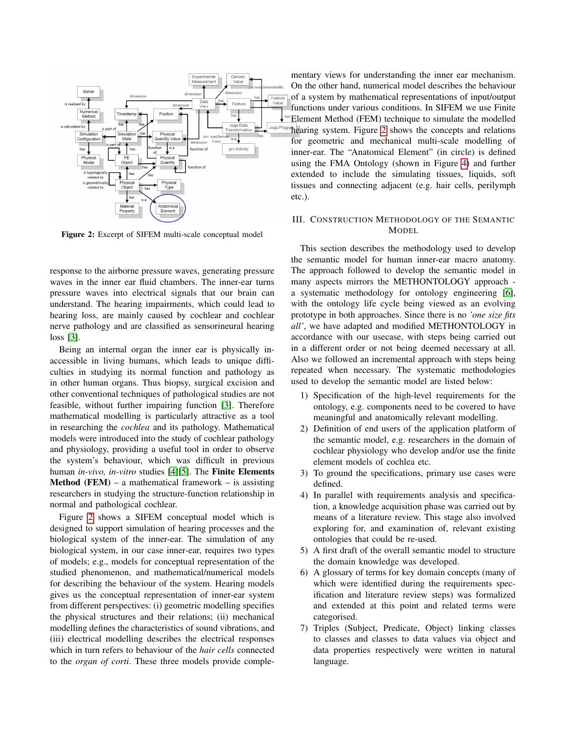Solver

is realized by

Numerical Method

is calculated by

Simulation Configuration

has

Physical Model

is topologically related to

is geometrically related to

Timestamp

has

Simulation State

is part of

FE Object

has

Physical Object

has

Material Property

is a

Anatomical Element

Physical Type

Position

Physical Quantity Value

function of

is a

Physical Quantity

function of

dimension

Data View

Experimental Measurement

Derived Value

prv:wasGeneratedBy

Feature

Feature Value

has

cogs:Data Transformation

cogs:Program

prv:wasDerivedFrom

prv:Activity

Figure 2: Excerpt of SIFEM multi-scale conceptual model

response to the airborne pressure waves, generating pressure waves in the inner ear fluid chambers. The inner-ear turns pressure waves into electrical signals that our brain can understand. The hearing impairments, which could lead to hearing loss, are mainly caused by cochlear and cochlear nerve pathology and are classified as sensorineural hearing loss [3].

Being an internal organ the inner ear is physically inaccessible in living humans, which leads to unique difficulties in studying its normal function and pathology as in other human organs. Thus biopsy, surgical excision and other conventional techniques of pathological studies are not feasible, without further impairing function [3]. Therefore mathematical modelling is particularly attractive as a tool in researching the *cochlea* and its pathology. Mathematical models were introduced into the study of cochlear pathology and physiology, providing a useful tool in order to observe the system's behaviour, which was difficult in previous human *in-vivo, in-vitro* studies [4][5]. The **Finite Elements Method (FEM)** – a mathematical framework – is assisting researchers in studying the structure-function relationship in normal and pathological cochlear.

Figure 2 shows a SIFEM conceptual model which is designed to support simulation of hearing processes and the biological system of the inner-ear. The simulation of any biological system, in our case inner-ear, requires two types of models; e.g., models for conceptual representation of the studied phenomenon, and mathematical/numerical models for describing the behaviour of the system. Hearing models gives us the conceptual representation of inner-ear system from different perspectives: (i) geometric modelling specifies the physical structures and their relations; (ii) mechanical modelling defines the characteristics of sound vibrations, and (iii) electrical modelling describes the electrical responses which in turn refers to behaviour of the *hair cells* connected to the *organ of corti*. These three models provide complementary views for understanding the inner ear mechanism. On the other hand, numerical model describes the behaviour of a system by mathematical representations of input/output functions under various conditions. In SIFEM we use Finite Element Method (FEM) technique to simulate the modelled hearing system. Figure 2 shows the concepts and relations for geometric and mechanical multi-scale modelling of inner-ear. The "Anatomical Element" (in circle) is defined using the FMA Ontology (shown in Figure 4) and further extended to include the simulating tissues, liquids, soft tissues and connecting adjacent (e.g. hair cells, perilymph etc.).

## III. Construction Methodology of the Semantic Model

This section describes the methodology used to develop the semantic model for human inner-ear macro anatomy. The approach followed to develop the semantic model in many aspects mirrors the METHONTOLOGY approach - a systematic methodology for ontology engineering [6], with the ontology life cycle being viewed as an evolving prototype in both approaches. Since there is no *'one size fits all'*, we have adapted and modified METHONTOLOGY in accordance with our usecase, with steps being carried out in a different order or not being deemed necessary at all. Also we followed an incremental approach with steps being repeated when necessary. The systematic methodologies used to develop the semantic model are listed below:

1) Specification of the high-level requirements for the ontology, e.g. components need to be covered to have meaningful and anatomically relevant modelling.
2) Definition of end users of the application platform of the semantic model, e.g. researchers in the domain of cochlear physiology who develop and/or use the finite element models of cochlea etc.
3) To ground the specifications, primary use cases were defined.
4) In parallel with requirements analysis and specification, a knowledge acquisition phase was carried out by means of a literature review. This stage also involved exploring for, and examination of, relevant existing ontologies that could be re-used.
5) A first draft of the overall semantic model to structure the domain knowledge was developed.
6) A glossary of terms for key domain concepts (many of which were identified during the requirements specification and literature review steps) was formalized and extended at this point and related terms were categorised.
7) Triples (Subject, Predicate, Object) linking classes to classes and classes to data values via object and data properties respectively were written in natural language.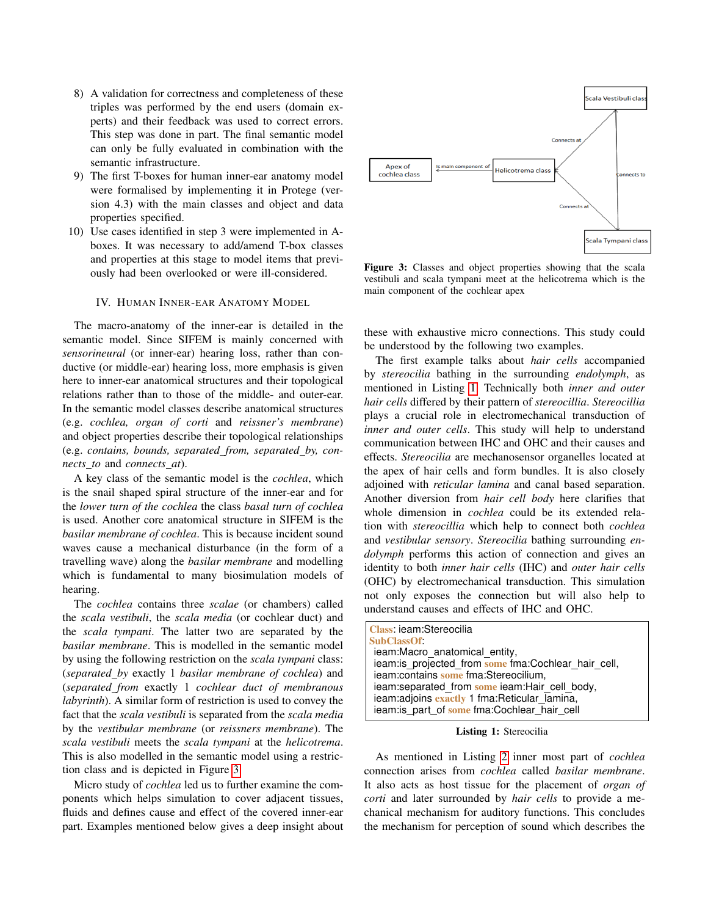8) A validation for correctness and completeness of these triples was performed by the end users (domain experts) and their feedback was used to correct errors. This step was done in part. The final semantic model can only be fully evaluated in combination with the semantic infrastructure.
9) The first T-boxes for human inner-ear anatomy model were formalised by implementing it in Protege (version 4.3) with the main classes and object and data properties specified.
10) Use cases identified in step 3 were implemented in A-boxes. It was necessary to add/amend T-box classes and properties at this stage to model items that previously had been overlooked or were ill-considered.

## IV. Human Inner-ear Anatomy Model

The macro-anatomy of the inner-ear is detailed in the semantic model. Since SIFEM is mainly concerned with *sensorineural* (or inner-ear) hearing loss, rather than conductive (or middle-ear) hearing loss, more emphasis is given here to inner-ear anatomical structures and their topological relations rather than to those of the middle- and outer-ear. In the semantic model classes describe anatomical structures (e.g. *cochlea, organ of corti* and *reissner's membrane*) and object properties describe their topological relationships (e.g. *contains, bounds, separated_from, separated_by, connects_to* and *connects_at*).

A key class of the semantic model is the *cochlea*, which is the snail shaped spiral structure of the inner-ear and for the *lower turn of the cochlea* the class *basal turn of cochlea* is used. Another core anatomical structure in SIFEM is the *basilar membrane of cochlea*. This is because incident sound waves cause a mechanical disturbance (in the form of a travelling wave) along the *basilar membrane* and modelling which is fundamental to many biosimulation models of hearing.

The *cochlea* contains three *scalae* (or chambers) called the *scala vestibuli*, the *scala media* (or cochlear duct) and the *scala tympani*. The latter two are separated by the *basilar membrane*. This is modelled in the semantic model by using the following restriction on the *scala tympani* class: (*separated_by* exactly 1 *basilar membrane of cochlea*) and (*separated_from* exactly 1 *cochlear duct of membranous labyrinth*). A similar form of restriction is used to convey the fact that the *scala vestibuli* is separated from the *scala media* by the *vestibular membrane* (or *reissners membrane*). The *scala vestibuli* meets the *scala tympani* at the *helicotrema*. This is also modelled in the semantic model using a restriction class and is depicted in Figure 3.

Micro study of *cochlea* led us to further examine the components which helps simulation to cover adjacent tissues, fluids and defines cause and effect of the covered inner-ear part. Examples mentioned below gives a deep insight about these with exhaustive micro connections. This study could be understood by the following two examples.

Scala Vestibuli class — Connects at — Helicotrema class — Is main component of — Apex of cochlea class; Helicotrema class — Connects at — Scala Tympani class; Scala Vestibuli class — Connects to — Scala Tympani class

**Figure 3:** Classes and object properties showing that the scala vestibuli and scala tympani meet at the helicotrema which is the main component of the cochlear apex

The first example talks about *hair cells* accompanied by *stereocilia* bathing in the surrounding *endolymph*, as mentioned in Listing 1. Technically both *inner and outer hair cells* differed by their pattern of *stereocillia*. *Stereocillia* plays a crucial role in electromechanical transduction of *inner and outer cells*. This study will help to understand communication between IHC and OHC and their causes and effects. *Stereocilia* are mechanosensor organelles located at the apex of hair cells and form bundles. It is also closely adjoined with *reticular lamina* and canal based separation. Another diversion from *hair cell body* here clarifies that whole dimension in *cochlea* could be its extended relation with *stereocillia* which help to connect both *cochlea* and *vestibular sensory*. *Stereocilia* bathing surrounding *endolymph* performs this action of connection and gives an identity to both *inner hair cells* (IHC) and *outer hair cells* (OHC) by electromechanical transduction. This simulation not only exposes the connection but will also help to understand causes and effects of IHC and OHC.

```
Class: ieam:Stereocilia
SubClassOf:
  ieam:Macro_anatomical_entity,
  ieam:is_projected_from some fma:Cochlear_hair_cell,
  ieam:contains some fma:Stereocilium,
  ieam:separated_from some ieam:Hair_cell_body,
  ieam:adjoins exactly 1 fma:Reticular_lamina,
  ieam:is_part_of some fma:Cochlear_hair_cell
```

**Listing 1:** Stereocilia

As mentioned in Listing 2 inner most part of *cochlea* connection arises from *cochlea* called *basilar membrane*. It also acts as host tissue for the placement of *organ of corti* and later surrounded by *hair cells* to provide a mechanical mechanism for auditory functions. This concludes the mechanism for perception of sound which describes the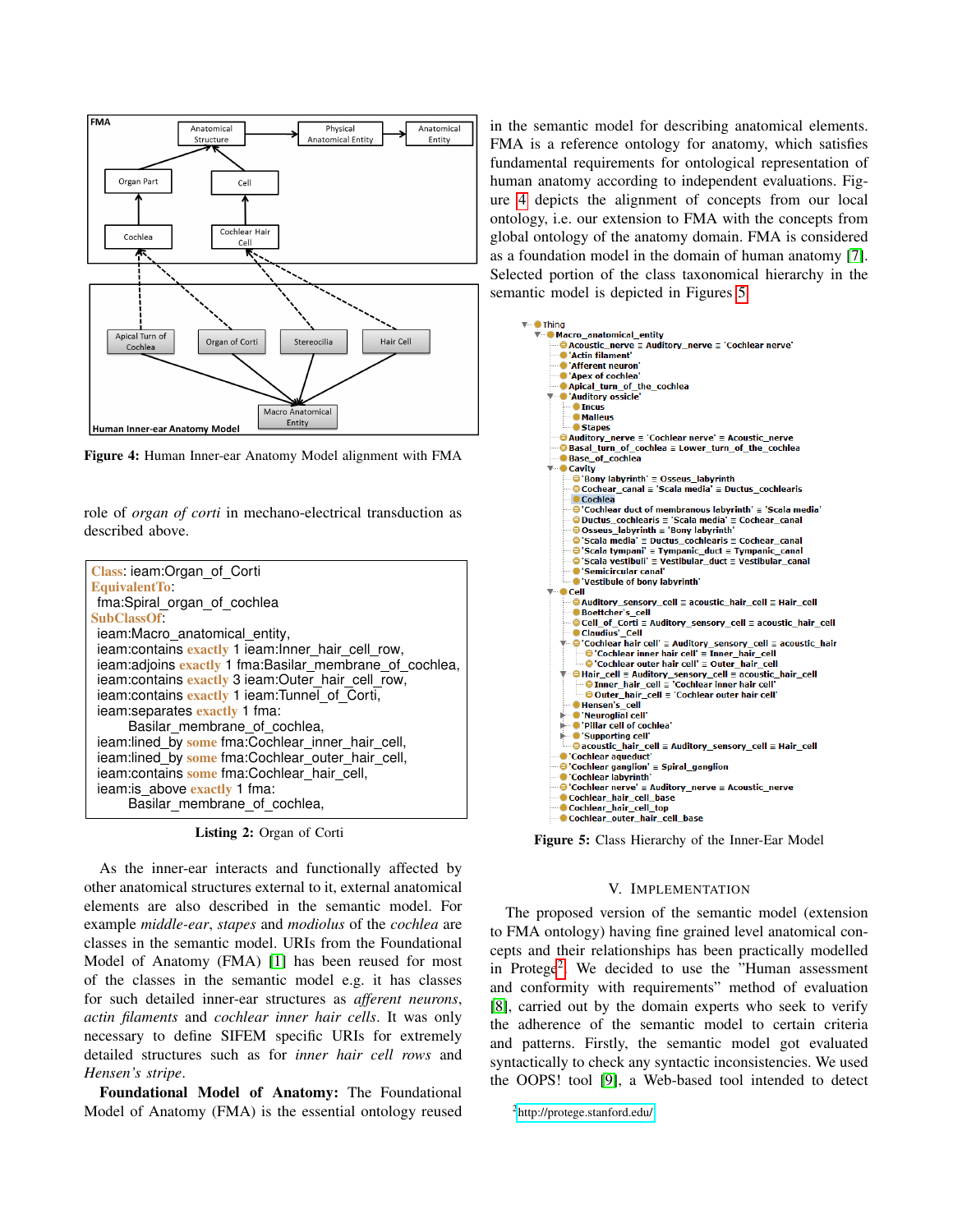Figure 4: Human Inner-ear Anatomy Model alignment with FMA

role of *organ of corti* in mechano-electrical transduction as described above.

```
Class: ieam:Organ_of_Corti
EquivalentTo:
 fma:Spiral_organ_of_cochlea
SubClassOf:
 ieam:Macro_anatomical_entity,
 ieam:contains exactly 1 ieam:Inner_hair_cell_row,
 ieam:adjoins exactly 1 fma:Basilar_membrane_of_cochlea,
 ieam:contains exactly 3 ieam:Outer_hair_cell_row,
 ieam:contains exactly 1 ieam:Tunnel_of_Corti,
 ieam:separates exactly 1 fma:
       Basilar_membrane_of_cochlea,
 ieam:lined_by some fma:Cochlear_inner_hair_cell,
 ieam:lined_by some fma:Cochlear_outer_hair_cell,
 ieam:contains some fma:Cochlear_hair_cell,
 ieam:is_above exactly 1 fma:
       Basilar_membrane_of_cochlea,
```

Listing 2: Organ of Corti

As the inner-ear interacts and functionally affected by other anatomical structures external to it, external anatomical elements are also described in the semantic model. For example *middle-ear*, *stapes* and *modiolus* of the *cochlea* are classes in the semantic model. URIs from the Foundational Model of Anatomy (FMA) [1] has been reused for most of the classes in the semantic model e.g. it has classes for such detailed inner-ear structures as *afferent neurons*, *actin filaments* and *cochlear inner hair cells*. It was only necessary to define SIFEM specific URIs for extremely detailed structures such as for *inner hair cell rows* and *Hensen's stripe*.

**Foundational Model of Anatomy:** The Foundational Model of Anatomy (FMA) is the essential ontology reused in the semantic model for describing anatomical elements. FMA is a reference ontology for anatomy, which satisfies fundamental requirements for ontological representation of human anatomy according to independent evaluations. Figure 4 depicts the alignment of concepts from our local ontology, i.e. our extension to FMA with the concepts from global ontology of the anatomy domain. FMA is considered as a foundation model in the domain of human anatomy [7]. Selected portion of the class taxonomical hierarchy in the semantic model is depicted in Figures 5.

Figure 5: Class Hierarchy of the Inner-Ear Model

## V. Implementation

The proposed version of the semantic model (extension to FMA ontology) having fine grained level anatomical concepts and their relationships has been practically modelled in Protege[2]. We decided to use the "Human assessment and conformity with requirements" method of evaluation [8], carried out by the domain experts who seek to verify the adherence of the semantic model to certain criteria and patterns. Firstly, the semantic model got evaluated syntactically to check any syntactic inconsistencies. We used the OOPS! tool [9], a Web-based tool intended to detect

[2] http://protege.stanford.edu/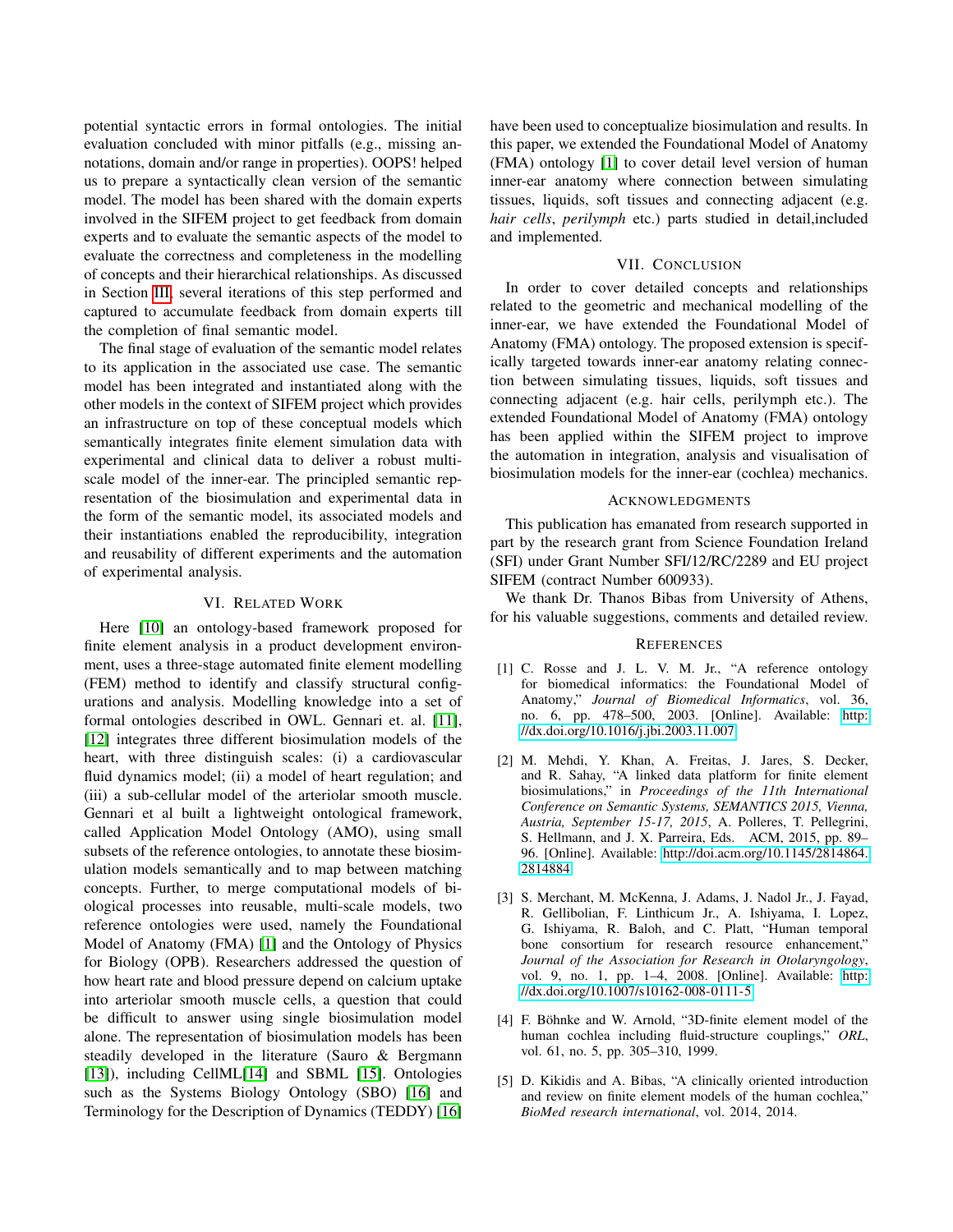potential syntactic errors in formal ontologies. The initial evaluation concluded with minor pitfalls (e.g., missing annotations, domain and/or range in properties). OOPS! helped us to prepare a syntactically clean version of the semantic model. The model has been shared with the domain experts involved in the SIFEM project to get feedback from domain experts and to evaluate the semantic aspects of the model to evaluate the correctness and completeness in the modelling of concepts and their hierarchical relationships. As discussed in Section III, several iterations of this step performed and captured to accumulate feedback from domain experts till the completion of final semantic model.

The final stage of evaluation of the semantic model relates to its application in the associated use case. The semantic model has been integrated and instantiated along with the other models in the context of SIFEM project which provides an infrastructure on top of these conceptual models which semantically integrates finite element simulation data with experimental and clinical data to deliver a robust multi-scale model of the inner-ear. The principled semantic representation of the biosimulation and experimental data in the form of the semantic model, its associated models and their instantiations enabled the reproducibility, integration and reusability of different experiments and the automation of experimental analysis.

## VI. Related Work

Here [10] an ontology-based framework proposed for finite element analysis in a product development environment, uses a three-stage automated finite element modelling (FEM) method to identify and classify structural configurations and analysis. Modelling knowledge into a set of formal ontologies described in OWL. Gennari et. al. [11], [12] integrates three different biosimulation models of the heart, with three distinguish scales: (i) a cardiovascular fluid dynamics model; (ii) a model of heart regulation; and (iii) a sub-cellular model of the arteriolar smooth muscle. Gennari et al built a lightweight ontological framework, called Application Model Ontology (AMO), using small subsets of the reference ontologies, to annotate these biosimulation models semantically and to map between matching concepts. Further, to merge computational models of biological processes into reusable, multi-scale models, two reference ontologies were used, namely the Foundational Model of Anatomy (FMA) [1] and the Ontology of Physics for Biology (OPB). Researchers addressed the question of how heart rate and blood pressure depend on calcium uptake into arteriolar smooth muscle cells, a question that could be difficult to answer using single biosimulation model alone. The representation of biosimulation models has been steadily developed in the literature (Sauro & Bergmann [13]), including CellML[14] and SBML [15]. Ontologies such as the Systems Biology Ontology (SBO) [16] and Terminology for the Description of Dynamics (TEDDY) [16] have been used to conceptualize biosimulation and results. In this paper, we extended the Foundational Model of Anatomy (FMA) ontology [1] to cover detail level version of human inner-ear anatomy where connection between simulating tissues, liquids, soft tissues and connecting adjacent (e.g. *hair cells*, *perilymph* etc.) parts studied in detail,included and implemented.

## VII. Conclusion

In order to cover detailed concepts and relationships related to the geometric and mechanical modelling of the inner-ear, we have extended the Foundational Model of Anatomy (FMA) ontology. The proposed extension is specifically targeted towards inner-ear anatomy relating connection between simulating tissues, liquids, soft tissues and connecting adjacent (e.g. hair cells, perilymph etc.). The extended Foundational Model of Anatomy (FMA) ontology has been applied within the SIFEM project to improve the automation in integration, analysis and visualisation of biosimulation models for the inner-ear (cochlea) mechanics.

## Acknowledgments

This publication has emanated from research supported in part by the research grant from Science Foundation Ireland (SFI) under Grant Number SFI/12/RC/2289 and EU project SIFEM (contract Number 600933).

We thank Dr. Thanos Bibas from University of Athens, for his valuable suggestions, comments and detailed review.

## References

[1] C. Rosse and J. L. V. M. Jr., "A reference ontology for biomedical informatics: the Foundational Model of Anatomy," *Journal of Biomedical Informatics*, vol. 36, no. 6, pp. 478–500, 2003. [Online]. Available: http://dx.doi.org/10.1016/j.jbi.2003.11.007

[2] M. Mehdi, Y. Khan, A. Freitas, J. Jares, S. Decker, and R. Sahay, "A linked data platform for finite element biosimulations," in *Proceedings of the 11th International Conference on Semantic Systems, SEMANTICS 2015, Vienna, Austria, September 15-17, 2015*, A. Polleres, T. Pellegrini, S. Hellmann, and J. X. Parreira, Eds. ACM, 2015, pp. 89–96. [Online]. Available: http://doi.acm.org/10.1145/2814864.2814884

[3] S. Merchant, M. McKenna, J. Adams, J. Nadol Jr., J. Fayad, R. Gellibolian, F. Linthicum Jr., A. Ishiyama, I. Lopez, G. Ishiyama, R. Baloh, and C. Platt, "Human temporal bone consortium for research resource enhancement," *Journal of the Association for Research in Otolaryngology*, vol. 9, no. 1, pp. 1–4, 2008. [Online]. Available: http://dx.doi.org/10.1007/s10162-008-0111-5

[4] F. Böhnke and W. Arnold, "3D-finite element model of the human cochlea including fluid-structure couplings," *ORL*, vol. 61, no. 5, pp. 305–310, 1999.

[5] D. Kikidis and A. Bibas, "A clinically oriented introduction and review on finite element models of the human cochlea," *BioMed research international*, vol. 2014, 2014.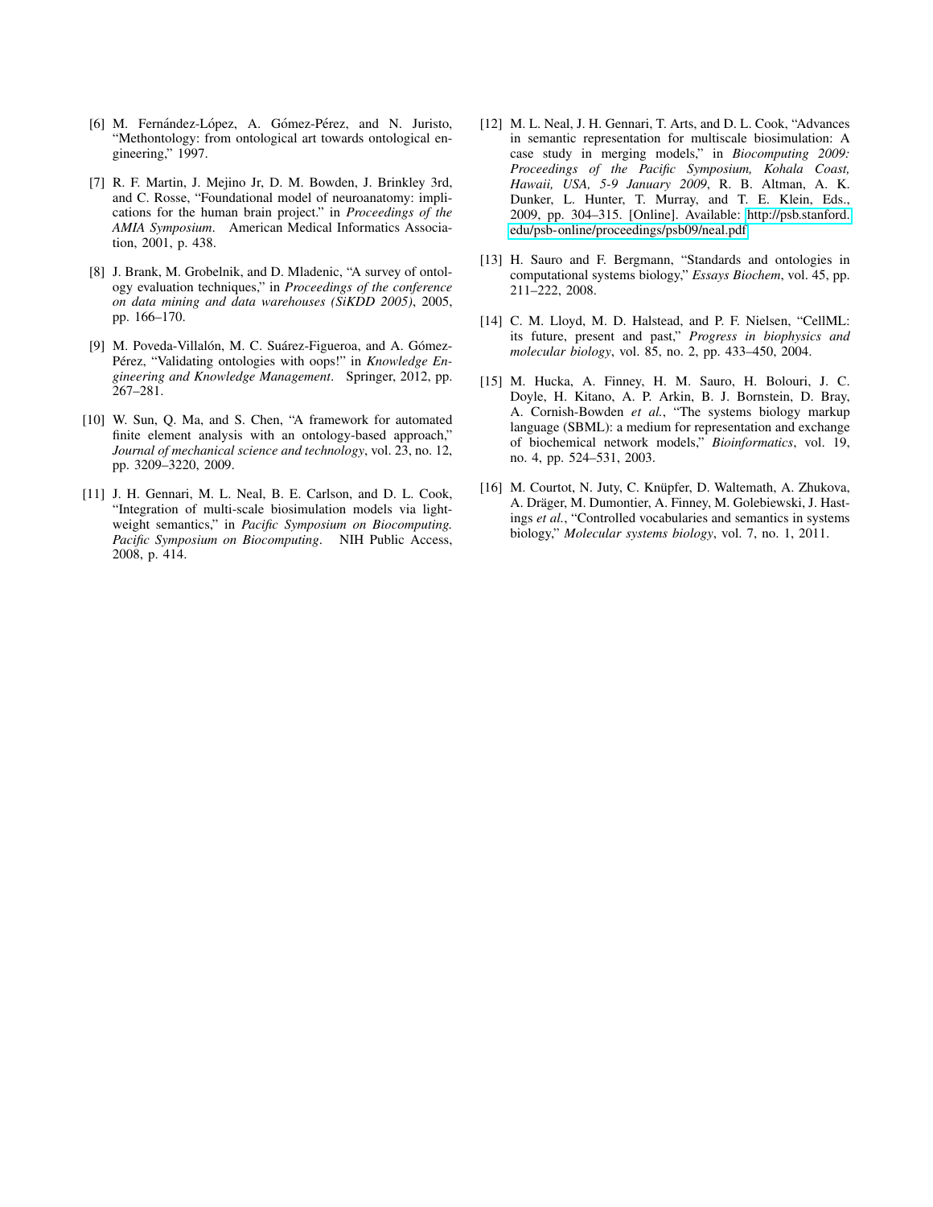[6] M. Fernández-López, A. Gómez-Pérez, and N. Juristo, "Methontology: from ontological art towards ontological engineering," 1997.

[7] R. F. Martin, J. Mejino Jr, D. M. Bowden, J. Brinkley 3rd, and C. Rosse, "Foundational model of neuroanatomy: implications for the human brain project." in *Proceedings of the AMIA Symposium*. American Medical Informatics Association, 2001, p. 438.

[8] J. Brank, M. Grobelnik, and D. Mladenic, "A survey of ontology evaluation techniques," in *Proceedings of the conference on data mining and data warehouses (SiKDD 2005)*, 2005, pp. 166–170.

[9] M. Poveda-Villalón, M. C. Suárez-Figueroa, and A. Gómez-Pérez, "Validating ontologies with oops!" in *Knowledge Engineering and Knowledge Management*. Springer, 2012, pp. 267–281.

[10] W. Sun, Q. Ma, and S. Chen, "A framework for automated finite element analysis with an ontology-based approach," *Journal of mechanical science and technology*, vol. 23, no. 12, pp. 3209–3220, 2009.

[11] J. H. Gennari, M. L. Neal, B. E. Carlson, and D. L. Cook, "Integration of multi-scale biosimulation models via lightweight semantics," in *Pacific Symposium on Biocomputing. Pacific Symposium on Biocomputing*. NIH Public Access, 2008, p. 414.

[12] M. L. Neal, J. H. Gennari, T. Arts, and D. L. Cook, "Advances in semantic representation for multiscale biosimulation: A case study in merging models," in *Biocomputing 2009: Proceedings of the Pacific Symposium, Kohala Coast, Hawaii, USA, 5-9 January 2009*, R. B. Altman, A. K. Dunker, L. Hunter, T. Murray, and T. E. Klein, Eds., 2009, pp. 304–315. [Online]. Available: http://psb.stanford.edu/psb-online/proceedings/psb09/neal.pdf

[13] H. Sauro and F. Bergmann, "Standards and ontologies in computational systems biology," *Essays Biochem*, vol. 45, pp. 211–222, 2008.

[14] C. M. Lloyd, M. D. Halstead, and P. F. Nielsen, "CellML: its future, present and past," *Progress in biophysics and molecular biology*, vol. 85, no. 2, pp. 433–450, 2004.

[15] M. Hucka, A. Finney, H. M. Sauro, H. Bolouri, J. C. Doyle, H. Kitano, A. P. Arkin, B. J. Bornstein, D. Bray, A. Cornish-Bowden *et al.*, "The systems biology markup language (SBML): a medium for representation and exchange of biochemical network models," *Bioinformatics*, vol. 19, no. 4, pp. 524–531, 2003.

[16] M. Courtot, N. Juty, C. Knüpfer, D. Waltemath, A. Zhukova, A. Dräger, M. Dumontier, A. Finney, M. Golebiewski, J. Hastings *et al.*, "Controlled vocabularies and semantics in systems biology," *Molecular systems biology*, vol. 7, no. 1, 2011.